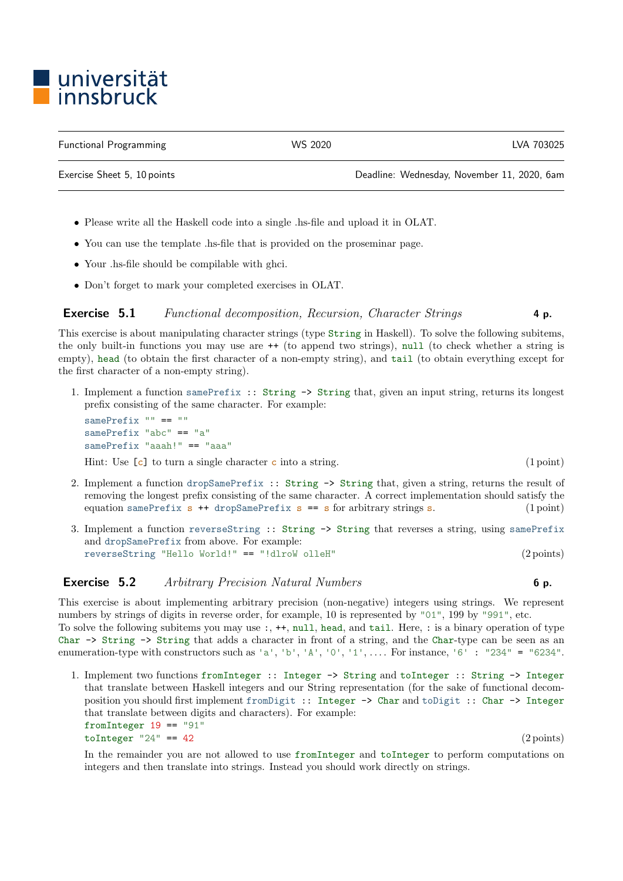universität innsbruck

| Functional Programming | WS 2020 | LVA 703025 |
|---|---|---|
| Exercise Sheet 5, 10 points | | Deadline: Wednesday, November 11, 2020, 6am |

- Please write all the Haskell code into a single .hs-file and upload it in OLAT.
- You can use the template .hs-file that is provided on the proseminar page.
- Your .hs-file should be compilable with ghci.
- Don't forget to mark your completed exercises in OLAT.

## Exercise 5.1 *Functional decomposition, Recursion, Character Strings* **4 p.**

This exercise is about manipulating character strings (type `String` in Haskell). To solve the following subitems, the only built-in functions you may use are `++` (to append two strings), `null` (to check whether a string is empty), `head` (to obtain the first character of a non-empty string), and `tail` (to obtain everything except for the first character of a non-empty string).

1. Implement a function `samePrefix :: String -> String` that, given an input string, returns its longest prefix consisting of the same character. For example:

   ```
   samePrefix "" == ""
   samePrefix "abc" == "a"
   samePrefix "aaah!" == "aaa"
   ```

   Hint: Use `[c]` to turn a single character `c` into a string. (1 point)

2. Implement a function `dropSamePrefix :: String -> String` that, given a string, returns the result of removing the longest prefix consisting of the same character. A correct implementation should satisfy the equation `samePrefix s ++ dropSamePrefix s == s` for arbitrary strings `s`. (1 point)

3. Implement a function `reverseString :: String -> String` that reverses a string, using `samePrefix` and `dropSamePrefix` from above. For example:
   `reverseString "Hello World!" == "!dlroW olleH"` (2 points)

## Exercise 5.2 *Arbitrary Precision Natural Numbers* **6 p.**

This exercise is about implementing arbitrary precision (non-negative) integers using strings. We represent numbers by strings of digits in reverse order, for example, 10 is represented by `"01"`, 199 by `"991"`, etc.
To solve the following subitems you may use `:`, `++`, `null`, `head`, and `tail`. Here, `:` is a binary operation of type `Char -> String -> String` that adds a character in front of a string, and the `Char`-type can be seen as an enumeration-type with constructors such as `'a'`, `'b'`, `'A'`, `'0'`, `'1'`, .... For instance, `'6' : "234" = "6234"`.

1. Implement two functions `fromInteger :: Integer -> String` and `toInteger :: String -> Integer` that translate between Haskell integers and our String representation (for the sake of functional decomposition you should first implement `fromDigit :: Integer -> Char` and `toDigit :: Char -> Integer` that translate between digits and characters). For example:

   ```
   fromInteger 19 == "91"
   toInteger "24" == 42
   ```

   (2 points)

   In the remainder you are not allowed to use `fromInteger` and `toInteger` to perform computations on integers and then translate into strings. Instead you should work directly on strings.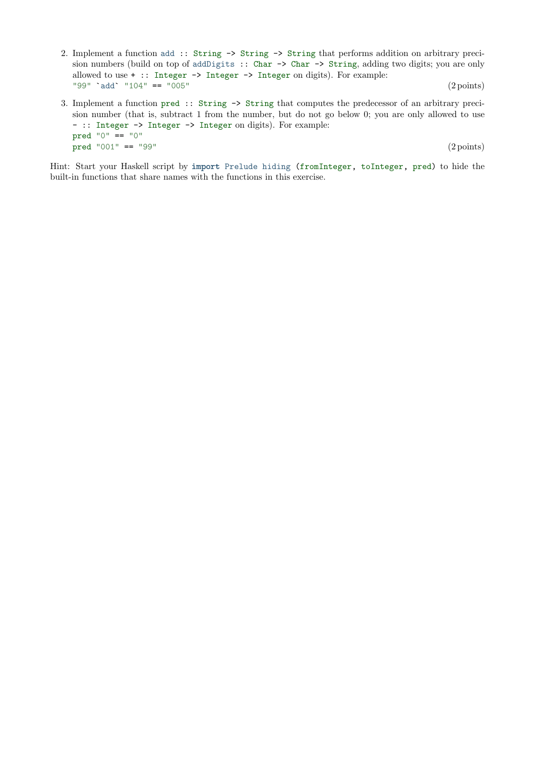2. Implement a function `add :: String -> String -> String` that performs addition on arbitrary precision numbers (build on top of `addDigits :: Char -> Char -> String`, adding two digits; you are only allowed to use `+ :: Integer -> Integer -> Integer` on digits). For example:
   `"99" `add` "104" == "005"` (2 points)

3. Implement a function `pred :: String -> String` that computes the predecessor of an arbitrary precision number (that is, subtract 1 from the number, but do not go below 0; you are only allowed to use `- :: Integer -> Integer -> Integer` on digits). For example:
   ```
   pred "0" == "0"
   pred "001" == "99"
   ```
   (2 points)

Hint: Start your Haskell script by `import Prelude hiding (fromInteger, toInteger, pred)` to hide the built-in functions that share names with the functions in this exercise.